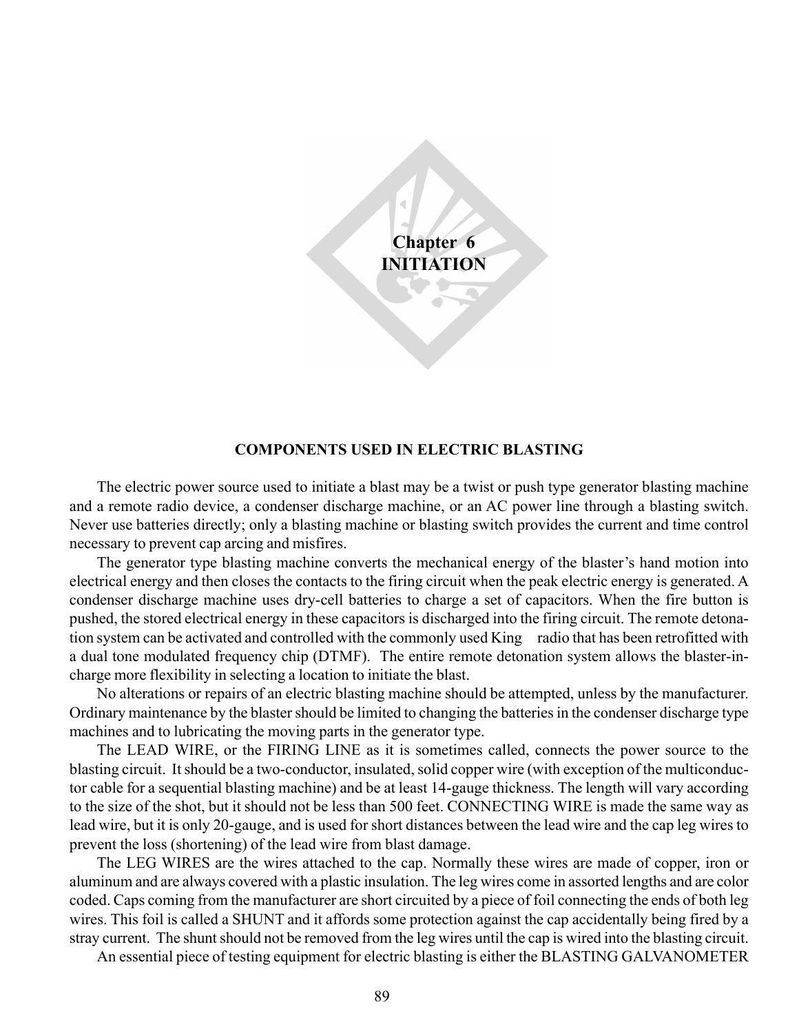# Chapter 6
# INITIATION

## COMPONENTS USED IN ELECTRIC BLASTING

The electric power source used to initiate a blast may be a twist or push type generator blasting machine and a remote radio device, a condenser discharge machine, or an AC power line through a blasting switch. Never use batteries directly; only a blasting machine or blasting switch provides the current and time control necessary to prevent cap arcing and misfires.

The generator type blasting machine converts the mechanical energy of the blaster's hand motion into electrical energy and then closes the contacts to the firing circuit when the peak electric energy is generated. A condenser discharge machine uses dry-cell batteries to charge a set of capacitors. When the fire button is pushed, the stored electrical energy in these capacitors is discharged into the firing circuit. The remote detonation system can be activated and controlled with the commonly used King radio that has been retrofitted with a dual tone modulated frequency chip (DTMF). The entire remote detonation system allows the blaster-in-charge more flexibility in selecting a location to initiate the blast.

No alterations or repairs of an electric blasting machine should be attempted, unless by the manufacturer. Ordinary maintenance by the blaster should be limited to changing the batteries in the condenser discharge type machines and to lubricating the moving parts in the generator type.

The LEAD WIRE, or the FIRING LINE as it is sometimes called, connects the power source to the blasting circuit. It should be a two-conductor, insulated, solid copper wire (with exception of the multiconductor cable for a sequential blasting machine) and be at least 14-gauge thickness. The length will vary according to the size of the shot, but it should not be less than 500 feet. CONNECTING WIRE is made the same way as lead wire, but it is only 20-gauge, and is used for short distances between the lead wire and the cap leg wires to prevent the loss (shortening) of the lead wire from blast damage.

The LEG WIRES are the wires attached to the cap. Normally these wires are made of copper, iron or aluminum and are always covered with a plastic insulation. The leg wires come in assorted lengths and are color coded. Caps coming from the manufacturer are short circuited by a piece of foil connecting the ends of both leg wires. This foil is called a SHUNT and it affords some protection against the cap accidentally being fired by a stray current. The shunt should not be removed from the leg wires until the cap is wired into the blasting circuit.

An essential piece of testing equipment for electric blasting is either the BLASTING GALVANOMETER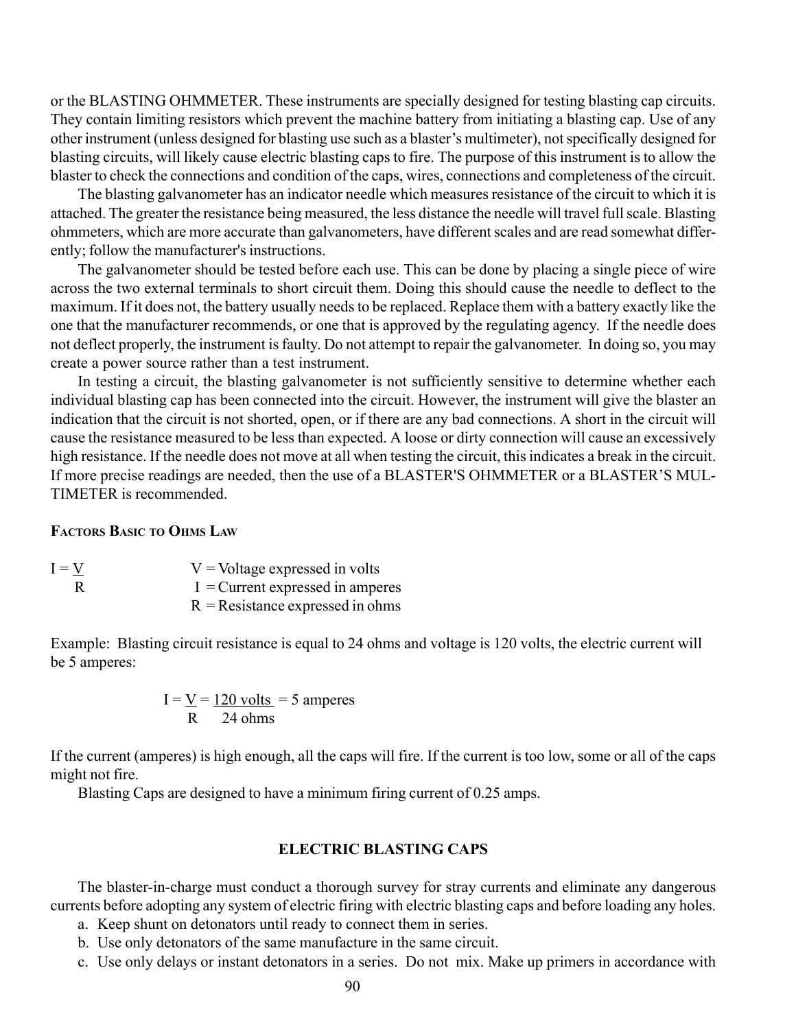or the BLASTING OHMMETER. These instruments are specially designed for testing blasting cap circuits. They contain limiting resistors which prevent the machine battery from initiating a blasting cap. Use of any other instrument (unless designed for blasting use such as a blaster's multimeter), not specifically designed for blasting circuits, will likely cause electric blasting caps to fire. The purpose of this instrument is to allow the blaster to check the connections and condition of the caps, wires, connections and completeness of the circuit.

The blasting galvanometer has an indicator needle which measures resistance of the circuit to which it is attached. The greater the resistance being measured, the less distance the needle will travel full scale. Blasting ohmmeters, which are more accurate than galvanometers, have different scales and are read somewhat differently; follow the manufacturer's instructions.

The galvanometer should be tested before each use. This can be done by placing a single piece of wire across the two external terminals to short circuit them. Doing this should cause the needle to deflect to the maximum. If it does not, the battery usually needs to be replaced. Replace them with a battery exactly like the one that the manufacturer recommends, or one that is approved by the regulating agency. If the needle does not deflect properly, the instrument is faulty. Do not attempt to repair the galvanometer. In doing so, you may create a power source rather than a test instrument.

In testing a circuit, the blasting galvanometer is not sufficiently sensitive to determine whether each individual blasting cap has been connected into the circuit. However, the instrument will give the blaster an indication that the circuit is not shorted, open, or if there are any bad connections. A short in the circuit will cause the resistance measured to be less than expected. A loose or dirty connection will cause an excessively high resistance. If the needle does not move at all when testing the circuit, this indicates a break in the circuit. If more precise readings are needed, then the use of a BLASTER'S OHMMETER or a BLASTER'S MULTIMETER is recommended.

### Factors Basic to Ohms Law

$$I = \frac{V}{R}$$

V = Voltage expressed in volts
I = Current expressed in amperes
R = Resistance expressed in ohms

Example: Blasting circuit resistance is equal to 24 ohms and voltage is 120 volts, the electric current will be 5 amperes:

$$I = \frac{V}{R} = \frac{120 \text{ volts}}{24 \text{ ohms}} = 5 \text{ amperes}$$

If the current (amperes) is high enough, all the caps will fire. If the current is too low, some or all of the caps might not fire.

Blasting Caps are designed to have a minimum firing current of 0.25 amps.

## ELECTRIC BLASTING CAPS

The blaster-in-charge must conduct a thorough survey for stray currents and eliminate any dangerous currents before adopting any system of electric firing with electric blasting caps and before loading any holes.

a. Keep shunt on detonators until ready to connect them in series.
b. Use only detonators of the same manufacture in the same circuit.
c. Use only delays or instant detonators in a series. Do not mix. Make up primers in accordance with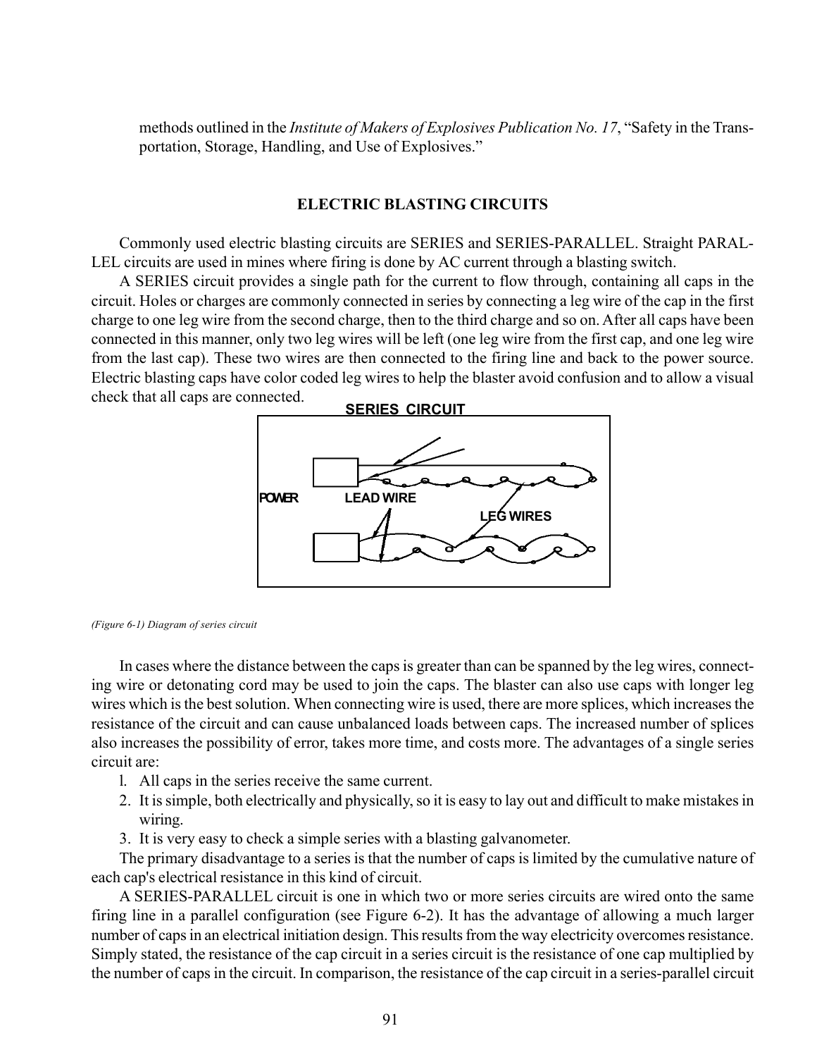methods outlined in the *Institute of Makers of Explosives Publication No. 17*, "Safety in the Transportation, Storage, Handling, and Use of Explosives."

## ELECTRIC BLASTING CIRCUITS

Commonly used electric blasting circuits are SERIES and SERIES-PARALLEL. Straight PARALLEL circuits are used in mines where firing is done by AC current through a blasting switch.

A SERIES circuit provides a single path for the current to flow through, containing all caps in the circuit. Holes or charges are commonly connected in series by connecting a leg wire of the cap in the first charge to one leg wire from the second charge, then to the third charge and so on. After all caps have been connected in this manner, only two leg wires will be left (one leg wire from the first cap, and one leg wire from the last cap). These two wires are then connected to the firing line and back to the power source. Electric blasting caps have color coded leg wires to help the blaster avoid confusion and to allow a visual check that all caps are connected.

SERIES CIRCUIT

POWER LEAD WIRE LEG WIRES

*(Figure 6-1) Diagram of series circuit*

In cases where the distance between the caps is greater than can be spanned by the leg wires, connecting wire or detonating cord may be used to join the caps. The blaster can also use caps with longer leg wires which is the best solution. When connecting wire is used, there are more splices, which increases the resistance of the circuit and can cause unbalanced loads between caps. The increased number of splices also increases the possibility of error, takes more time, and costs more. The advantages of a single series circuit are:

1. All caps in the series receive the same current.
2. It is simple, both electrically and physically, so it is easy to lay out and difficult to make mistakes in wiring.
3. It is very easy to check a simple series with a blasting galvanometer.

The primary disadvantage to a series is that the number of caps is limited by the cumulative nature of each cap's electrical resistance in this kind of circuit.

A SERIES-PARALLEL circuit is one in which two or more series circuits are wired onto the same firing line in a parallel configuration (see Figure 6-2). It has the advantage of allowing a much larger number of caps in an electrical initiation design. This results from the way electricity overcomes resistance. Simply stated, the resistance of the cap circuit in a series circuit is the resistance of one cap multiplied by the number of caps in the circuit. In comparison, the resistance of the cap circuit in a series-parallel circuit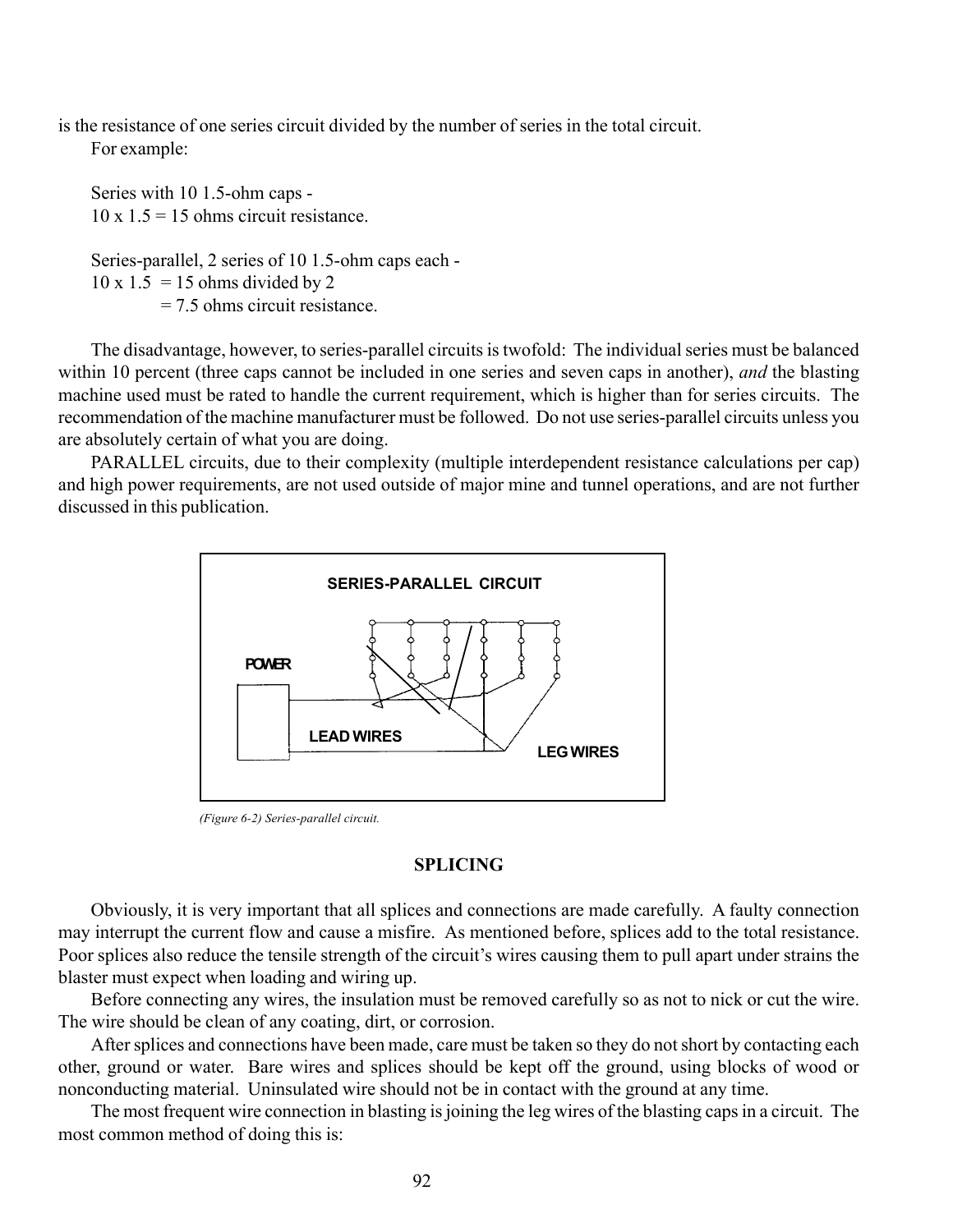is the resistance of one series circuit divided by the number of series in the total circuit.

For example:

Series with 10 1.5-ohm caps -
10 x 1.5 = 15 ohms circuit resistance.

Series-parallel, 2 series of 10 1.5-ohm caps each -
10 x 1.5 = 15 ohms divided by 2
= 7.5 ohms circuit resistance.

The disadvantage, however, to series-parallel circuits is twofold: The individual series must be balanced within 10 percent (three caps cannot be included in one series and seven caps in another), *and* the blasting machine used must be rated to handle the current requirement, which is higher than for series circuits. The recommendation of the machine manufacturer must be followed. Do not use series-parallel circuits unless you are absolutely certain of what you are doing.

PARALLEL circuits, due to their complexity (multiple interdependent resistance calculations per cap) and high power requirements, are not used outside of major mine and tunnel operations, and are not further discussed in this publication.

SERIES-PARALLEL CIRCUIT

POWER

LEAD WIRES

LEG WIRES

*(Figure 6-2) Series-parallel circuit.*

## SPLICING

Obviously, it is very important that all splices and connections are made carefully. A faulty connection may interrupt the current flow and cause a misfire. As mentioned before, splices add to the total resistance. Poor splices also reduce the tensile strength of the circuit's wires causing them to pull apart under strains the blaster must expect when loading and wiring up.

Before connecting any wires, the insulation must be removed carefully so as not to nick or cut the wire. The wire should be clean of any coating, dirt, or corrosion.

After splices and connections have been made, care must be taken so they do not short by contacting each other, ground or water. Bare wires and splices should be kept off the ground, using blocks of wood or nonconducting material. Uninsulated wire should not be in contact with the ground at any time.

The most frequent wire connection in blasting is joining the leg wires of the blasting caps in a circuit. The most common method of doing this is: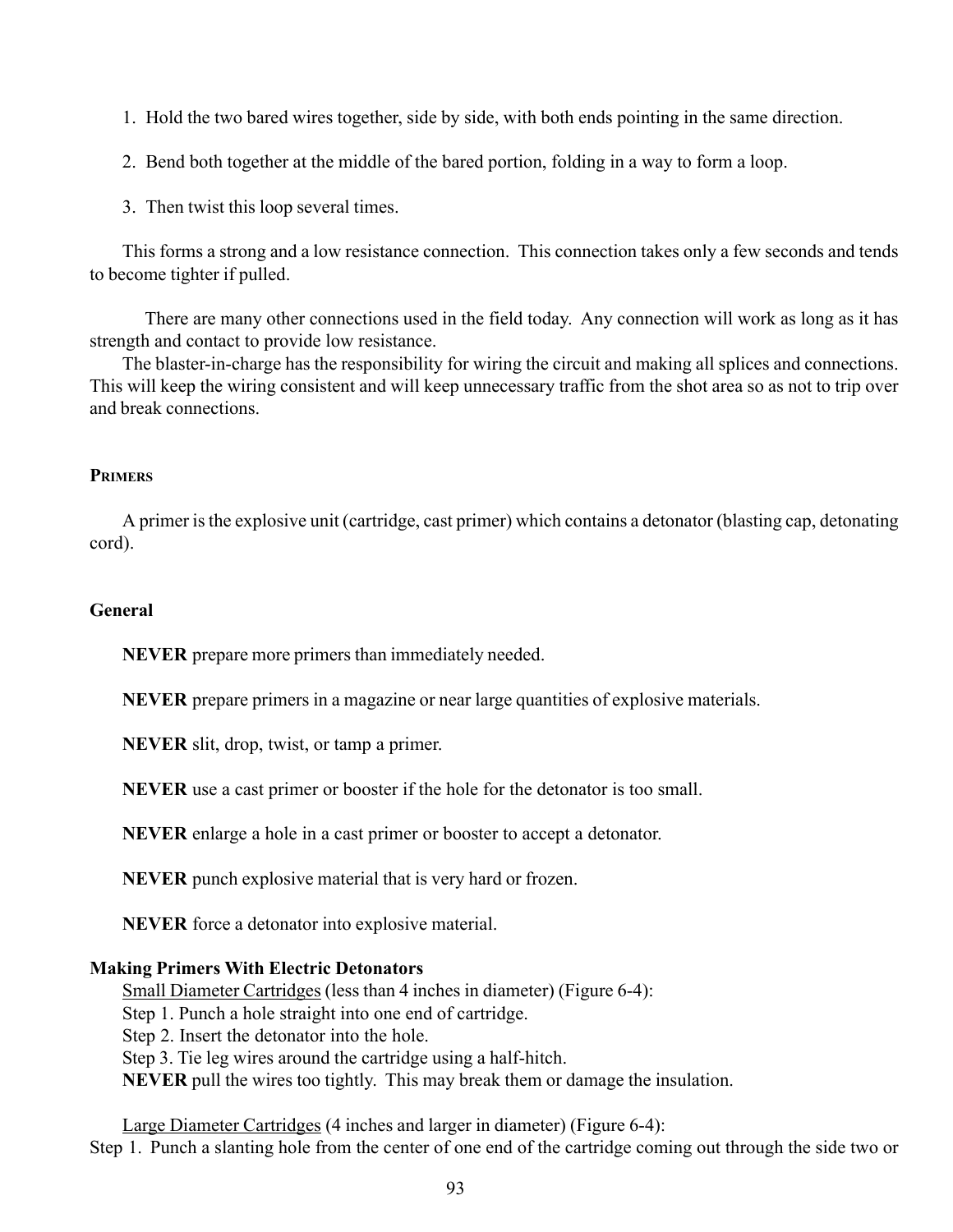1. Hold the two bared wires together, side by side, with both ends pointing in the same direction.

2. Bend both together at the middle of the bared portion, folding in a way to form a loop.

3. Then twist this loop several times.

This forms a strong and a low resistance connection. This connection takes only a few seconds and tends to become tighter if pulled.

There are many other connections used in the field today. Any connection will work as long as it has strength and contact to provide low resistance.

The blaster-in-charge has the responsibility for wiring the circuit and making all splices and connections. This will keep the wiring consistent and will keep unnecessary traffic from the shot area so as not to trip over and break connections.

## Primers

A primer is the explosive unit (cartridge, cast primer) which contains a detonator (blasting cap, detonating cord).

### General

**NEVER** prepare more primers than immediately needed.

**NEVER** prepare primers in a magazine or near large quantities of explosive materials.

**NEVER** slit, drop, twist, or tamp a primer.

**NEVER** use a cast primer or booster if the hole for the detonator is too small.

**NEVER** enlarge a hole in a cast primer or booster to accept a detonator.

**NEVER** punch explosive material that is very hard or frozen.

**NEVER** force a detonator into explosive material.

### Making Primers With Electric Detonators

Small Diameter Cartridges (less than 4 inches in diameter) (Figure 6-4):

Step 1. Punch a hole straight into one end of cartridge.

Step 2. Insert the detonator into the hole.

Step 3. Tie leg wires around the cartridge using a half-hitch.

**NEVER** pull the wires too tightly. This may break them or damage the insulation.

Large Diameter Cartridges (4 inches and larger in diameter) (Figure 6-4):

Step 1. Punch a slanting hole from the center of one end of the cartridge coming out through the side two or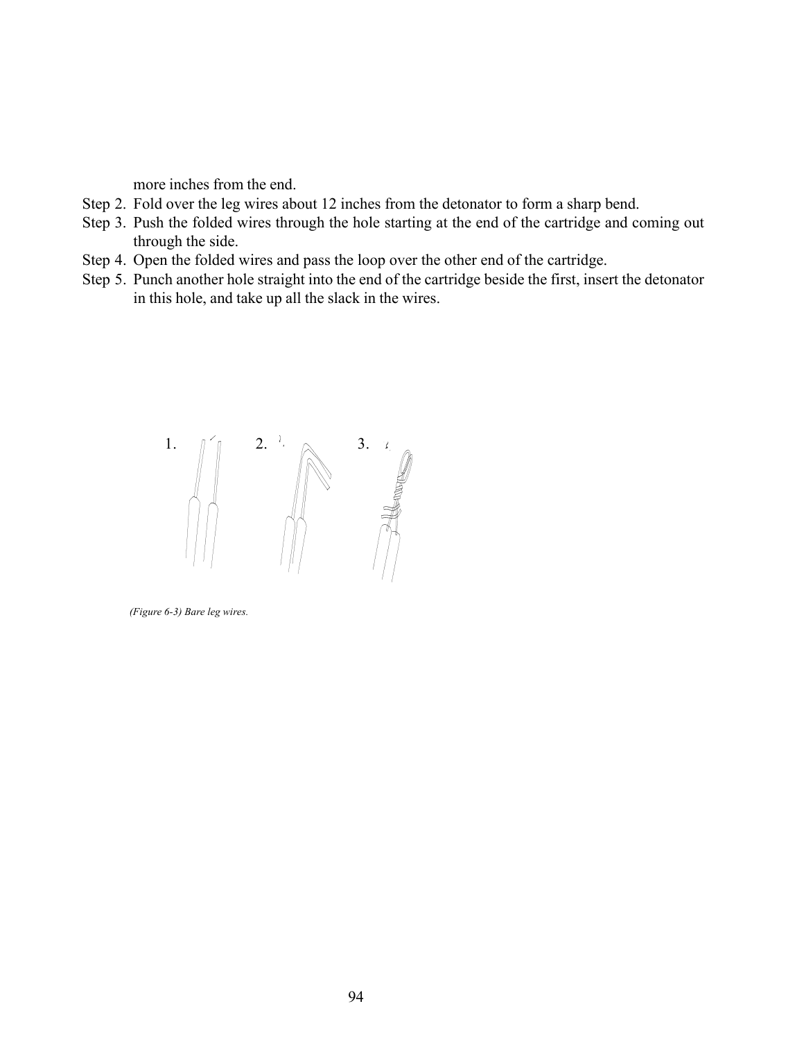more inches from the end.

Step 2. Fold over the leg wires about 12 inches from the detonator to form a sharp bend.

Step 3. Push the folded wires through the hole starting at the end of the cartridge and coming out through the side.

Step 4. Open the folded wires and pass the loop over the other end of the cartridge.

Step 5. Punch another hole straight into the end of the cartridge beside the first, insert the detonator in this hole, and take up all the slack in the wires.

1. 2. 3.

*(Figure 6-3) Bare leg wires.*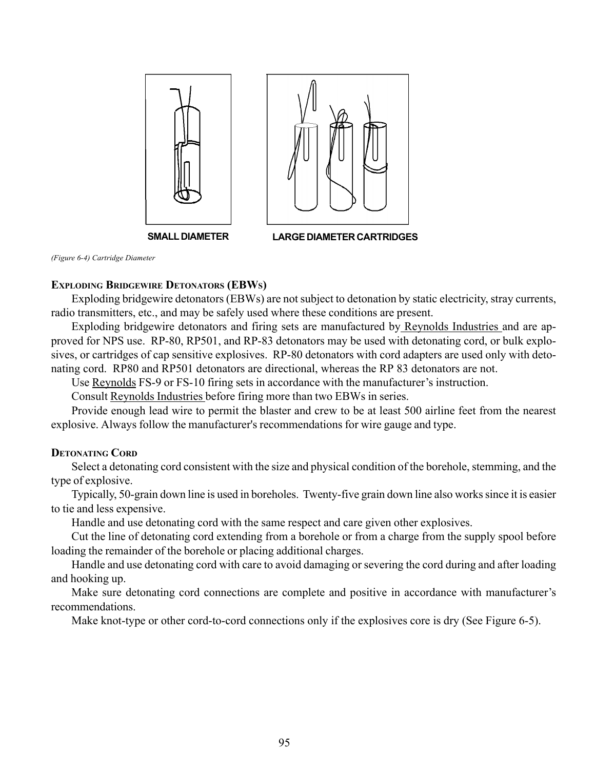SMALL DIAMETER

LARGE DIAMETER CARTRIDGES

*(Figure 6-4) Cartridge Diameter*

### Exploding Bridgewire Detonators (EBWs)

Exploding bridgewire detonators (EBWs) are not subject to detonation by static electricity, stray currents, radio transmitters, etc., and may be safely used where these conditions are present.

Exploding bridgewire detonators and firing sets are manufactured by Reynolds Industries and are approved for NPS use. RP-80, RP501, and RP-83 detonators may be used with detonating cord, or bulk explosives, or cartridges of cap sensitive explosives. RP-80 detonators with cord adapters are used only with detonating cord. RP80 and RP501 detonators are directional, whereas the RP 83 detonators are not.

Use Reynolds FS-9 or FS-10 firing sets in accordance with the manufacturer's instruction.

Consult Reynolds Industries before firing more than two EBWs in series.

Provide enough lead wire to permit the blaster and crew to be at least 500 airline feet from the nearest explosive. Always follow the manufacturer's recommendations for wire gauge and type.

### Detonating Cord

Select a detonating cord consistent with the size and physical condition of the borehole, stemming, and the type of explosive.

Typically, 50-grain down line is used in boreholes. Twenty-five grain down line also works since it is easier to tie and less expensive.

Handle and use detonating cord with the same respect and care given other explosives.

Cut the line of detonating cord extending from a borehole or from a charge from the supply spool before loading the remainder of the borehole or placing additional charges.

Handle and use detonating cord with care to avoid damaging or severing the cord during and after loading and hooking up.

Make sure detonating cord connections are complete and positive in accordance with manufacturer's recommendations.

Make knot-type or other cord-to-cord connections only if the explosives core is dry (See Figure 6-5).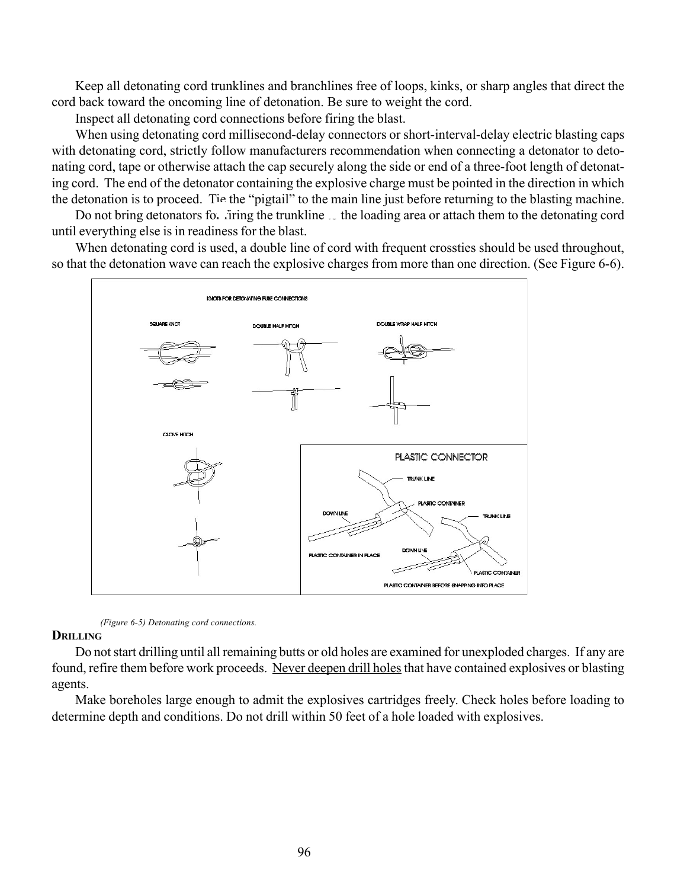Keep all detonating cord trunklines and branchlines free of loops, kinks, or sharp angles that direct the cord back toward the oncoming line of detonation. Be sure to weight the cord.

Inspect all detonating cord connections before firing the blast.

When using detonating cord millisecond-delay connectors or short-interval-delay electric blasting caps with detonating cord, strictly follow manufacturers recommendation when connecting a detonator to detonating cord, tape or otherwise attach the cap securely along the side or end of a three-foot length of detonating cord. The end of the detonator containing the explosive charge must be pointed in the direction in which the detonation is to proceed. Tie the "pigtail" to the main line just before returning to the blasting machine.

Do not bring detonators for firing the trunkline to the loading area or attach them to the detonating cord until everything else is in readiness for the blast.

When detonating cord is used, a double line of cord with frequent crossties should be used throughout, so that the detonation wave can reach the explosive charges from more than one direction. (See Figure 6-6).

KNOTS FOR DETONATING FUSE CONNECTIONS

SQUARE KNOT

DOUBLE HALF HITCH

DOUBLE WRAP HALF HITCH

CLOVE HITCH

PLASTIC CONNECTOR

TRUNK LINE

PLASTIC CONTAINER

DOWN LINE

PLASTIC CONTAINER IN PLACE

TRUNK LINE

DOWN LINE

PLASTIC CONTAINER

PLASTIC CONTAINER BEFORE SNAPPING INTO PLACE

*(Figure 6-5) Detonating cord connections.*

## DRILLING

Do not start drilling until all remaining butts or old holes are examined for unexploded charges. If any are found, refire them before work proceeds. Never deepen drill holes that have contained explosives or blasting agents.

Make boreholes large enough to admit the explosives cartridges freely. Check holes before loading to determine depth and conditions. Do not drill within 50 feet of a hole loaded with explosives.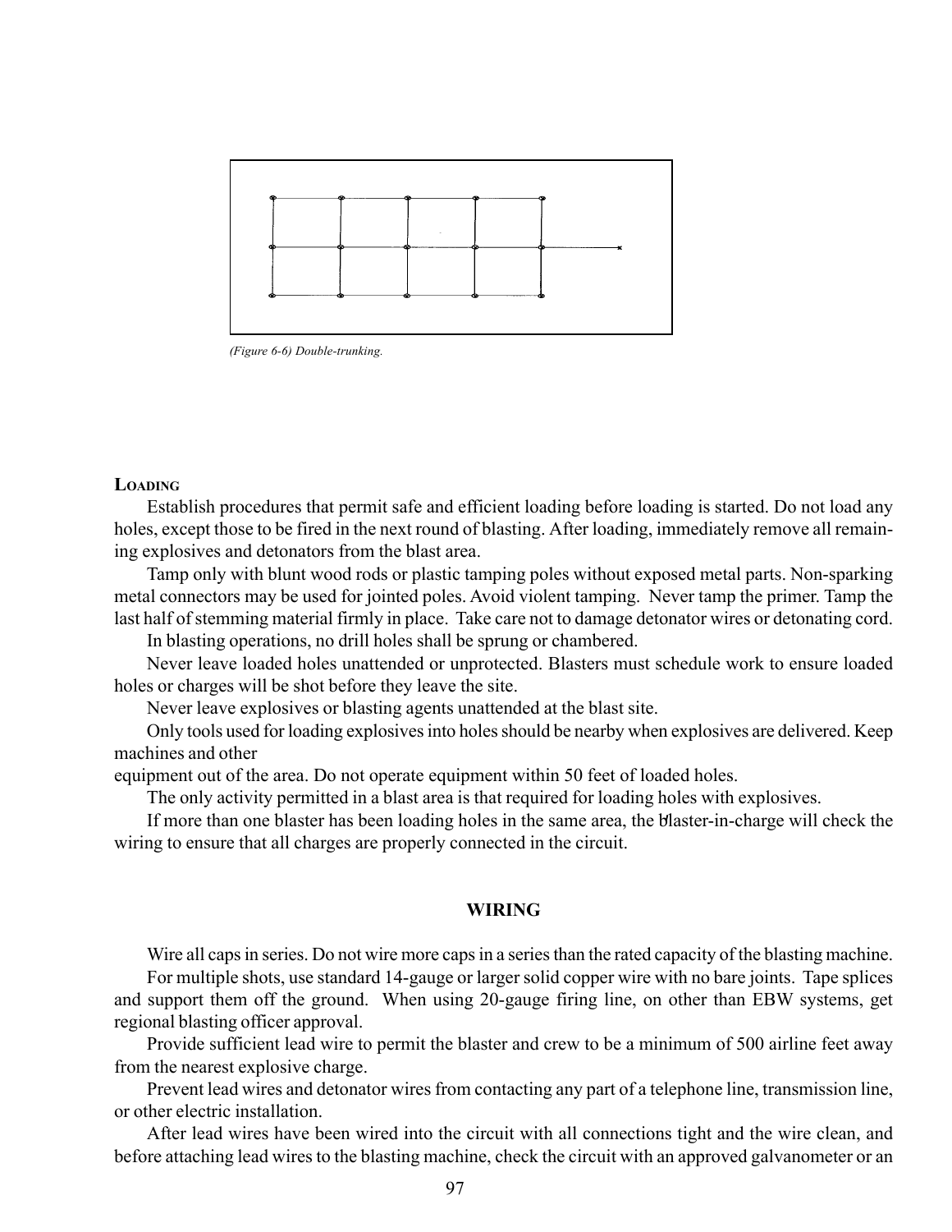*(Figure 6-6) Double-trunking.*

### Loading

Establish procedures that permit safe and efficient loading before loading is started. Do not load any holes, except those to be fired in the next round of blasting. After loading, immediately remove all remaining explosives and detonators from the blast area.

Tamp only with blunt wood rods or plastic tamping poles without exposed metal parts. Non-sparking metal connectors may be used for jointed poles. Avoid violent tamping. Never tamp the primer. Tamp the last half of stemming material firmly in place. Take care not to damage detonator wires or detonating cord.

In blasting operations, no drill holes shall be sprung or chambered.

Never leave loaded holes unattended or unprotected. Blasters must schedule work to ensure loaded holes or charges will be shot before they leave the site.

Never leave explosives or blasting agents unattended at the blast site.

Only tools used for loading explosives into holes should be nearby when explosives are delivered. Keep machines and other equipment out of the area. Do not operate equipment within 50 feet of loaded holes.

The only activity permitted in a blast area is that required for loading holes with explosives.

If more than one blaster has been loading holes in the same area, the blaster-in-charge will check the wiring to ensure that all charges are properly connected in the circuit.

## WIRING

Wire all caps in series. Do not wire more caps in a series than the rated capacity of the blasting machine.

For multiple shots, use standard 14-gauge or larger solid copper wire with no bare joints. Tape splices and support them off the ground. When using 20-gauge firing line, on other than EBW systems, get regional blasting officer approval.

Provide sufficient lead wire to permit the blaster and crew to be a minimum of 500 airline feet away from the nearest explosive charge.

Prevent lead wires and detonator wires from contacting any part of a telephone line, transmission line, or other electric installation.

After lead wires have been wired into the circuit with all connections tight and the wire clean, and before attaching lead wires to the blasting machine, check the circuit with an approved galvanometer or an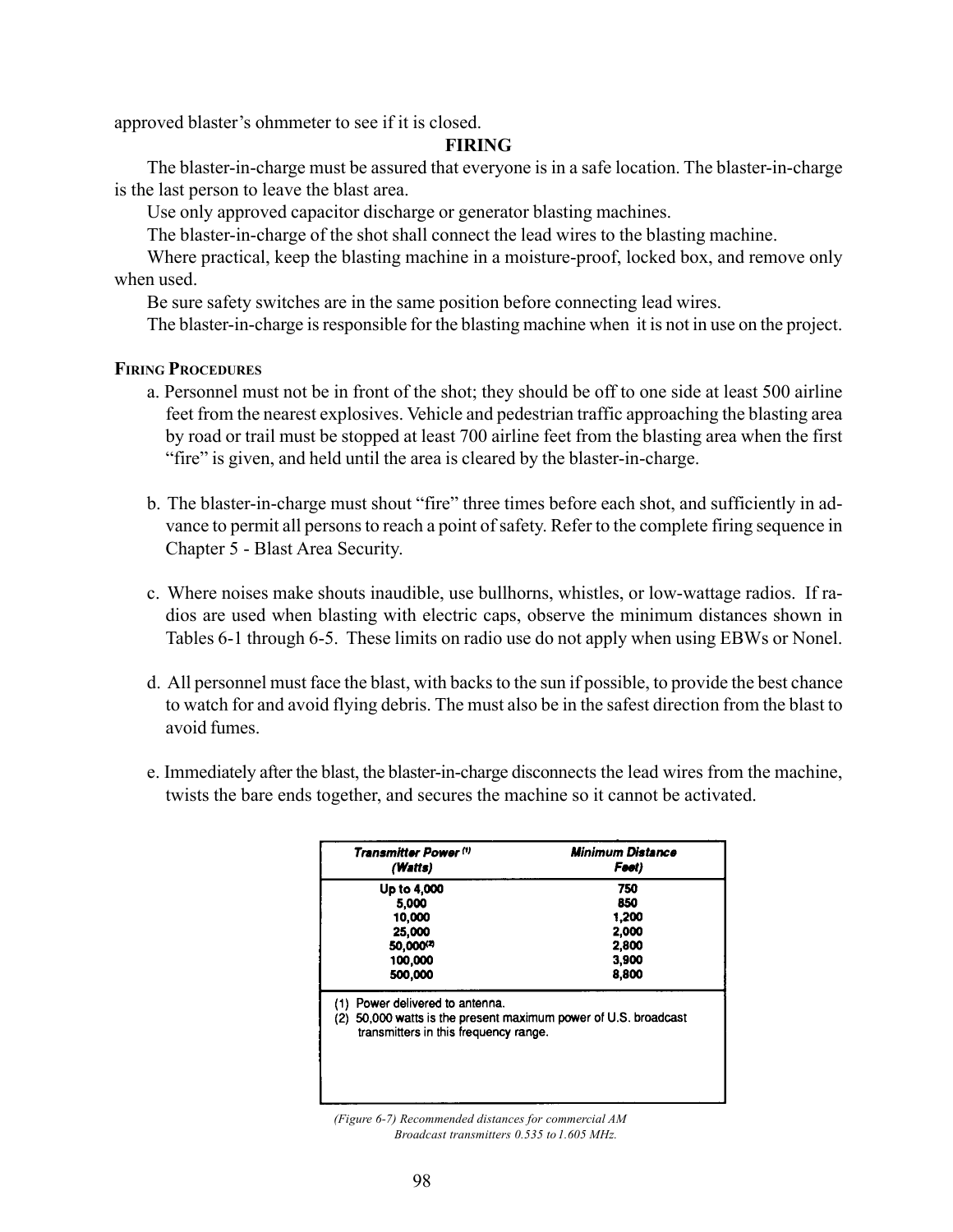approved blaster's ohmmeter to see if it is closed.

## FIRING

The blaster-in-charge must be assured that everyone is in a safe location. The blaster-in-charge is the last person to leave the blast area.

Use only approved capacitor discharge or generator blasting machines.

The blaster-in-charge of the shot shall connect the lead wires to the blasting machine.

Where practical, keep the blasting machine in a moisture-proof, locked box, and remove only when used.

Be sure safety switches are in the same position before connecting lead wires.

The blaster-in-charge is responsible for the blasting machine when it is not in use on the project.

### Firing Procedures

a. Personnel must not be in front of the shot; they should be off to one side at least 500 airline feet from the nearest explosives. Vehicle and pedestrian traffic approaching the blasting area by road or trail must be stopped at least 700 airline feet from the blasting area when the first "fire" is given, and held until the area is cleared by the blaster-in-charge.

b. The blaster-in-charge must shout "fire" three times before each shot, and sufficiently in advance to permit all persons to reach a point of safety. Refer to the complete firing sequence in Chapter 5 - Blast Area Security.

c. Where noises make shouts inaudible, use bullhorns, whistles, or low-wattage radios. If radios are used when blasting with electric caps, observe the minimum distances shown in Tables 6-1 through 6-5. These limits on radio use do not apply when using EBWs or Nonel.

d. All personnel must face the blast, with backs to the sun if possible, to provide the best chance to watch for and avoid flying debris. The must also be in the safest direction from the blast to avoid fumes.

e. Immediately after the blast, the blaster-in-charge disconnects the lead wires from the machine, twists the bare ends together, and secures the machine so it cannot be activated.

| *Transmitter Power [1] (Watts)* | *Minimum Distance Feet)* |
|---|---|
| Up to 4,000 | 750 |
| 5,000 | 850 |
| 10,000 | 1,200 |
| 25,000 | 2,000 |
| 50,000[2] | 2,800 |
| 100,000 | 3,900 |
| 500,000 | 8,800 |

(1) Power delivered to antenna.
(2) 50,000 watts is the present maximum power of U.S. broadcast transmitters in this frequency range.

*(Figure 6-7) Recommended distances for commercial AM Broadcast transmitters 0.535 to 1.605 MHz.*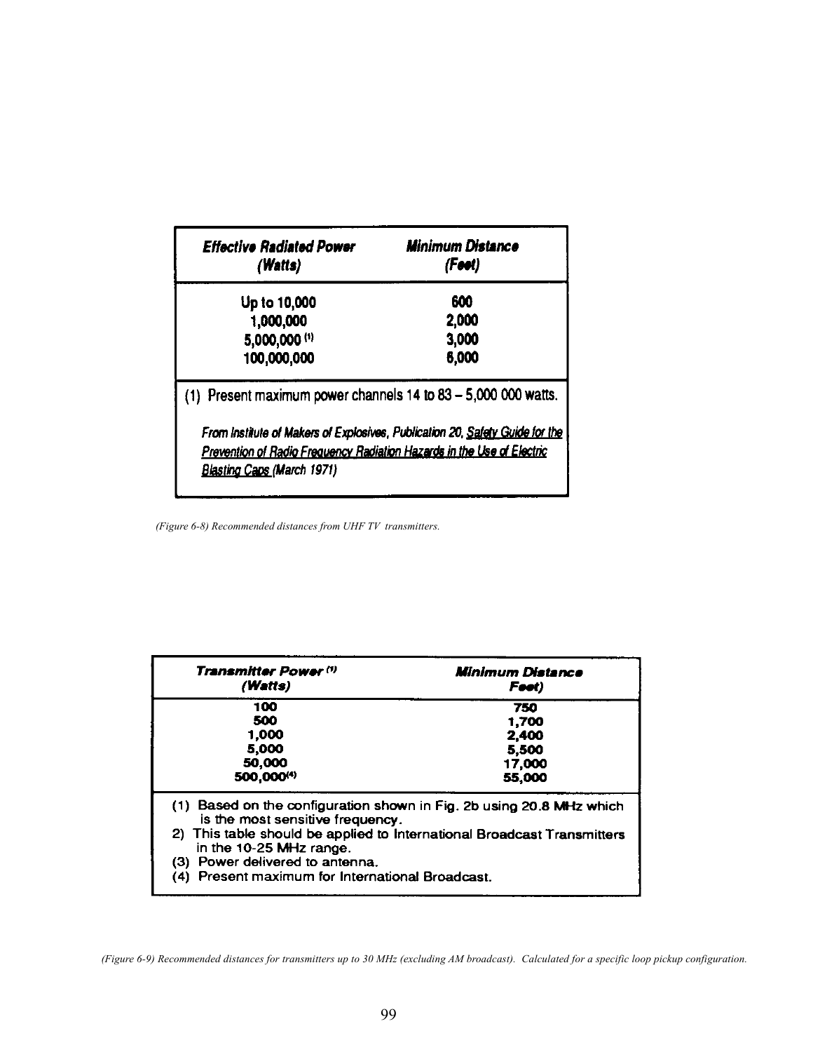| *Effective Radiated Power (Watts)* | *Minimum Distance (Feet)* |
|---|---|
| Up to 10,000 | 600 |
| 1,000,000 | 2,000 |
| 5,000,000 (1) | 3,000 |
| 100,000,000 | 6,000 |

(1) Present maximum power channels 14 to 83 – 5,000 000 watts.

*From Institute of Makers of Explosives, Publication 20, Safety Guide for the Prevention of Radio Frequency Radiation Hazards in the Use of Electric Blasting Caps (March 1971)*

*(Figure 6-8) Recommended distances from UHF TV transmitters.*

| *Transmitter Power (1) (Watts)* | *Minimum Distance Feet)* |
|---|---|
| 100 | 750 |
| 500 | 1,700 |
| 1,000 | 2,400 |
| 5,000 | 5,500 |
| 50,000 | 17,000 |
| 500,000(4) | 55,000 |

(1) Based on the configuration shown in Fig. 2b using 20.8 MHz which is the most sensitive frequency.
2) This table should be applied to International Broadcast Transmitters in the 10-25 MHz range.
(3) Power delivered to antenna.
(4) Present maximum for International Broadcast.

*(Figure 6-9) Recommended distances for transmitters up to 30 MHz (excluding AM broadcast). Calculated for a specific loop pickup configuration.*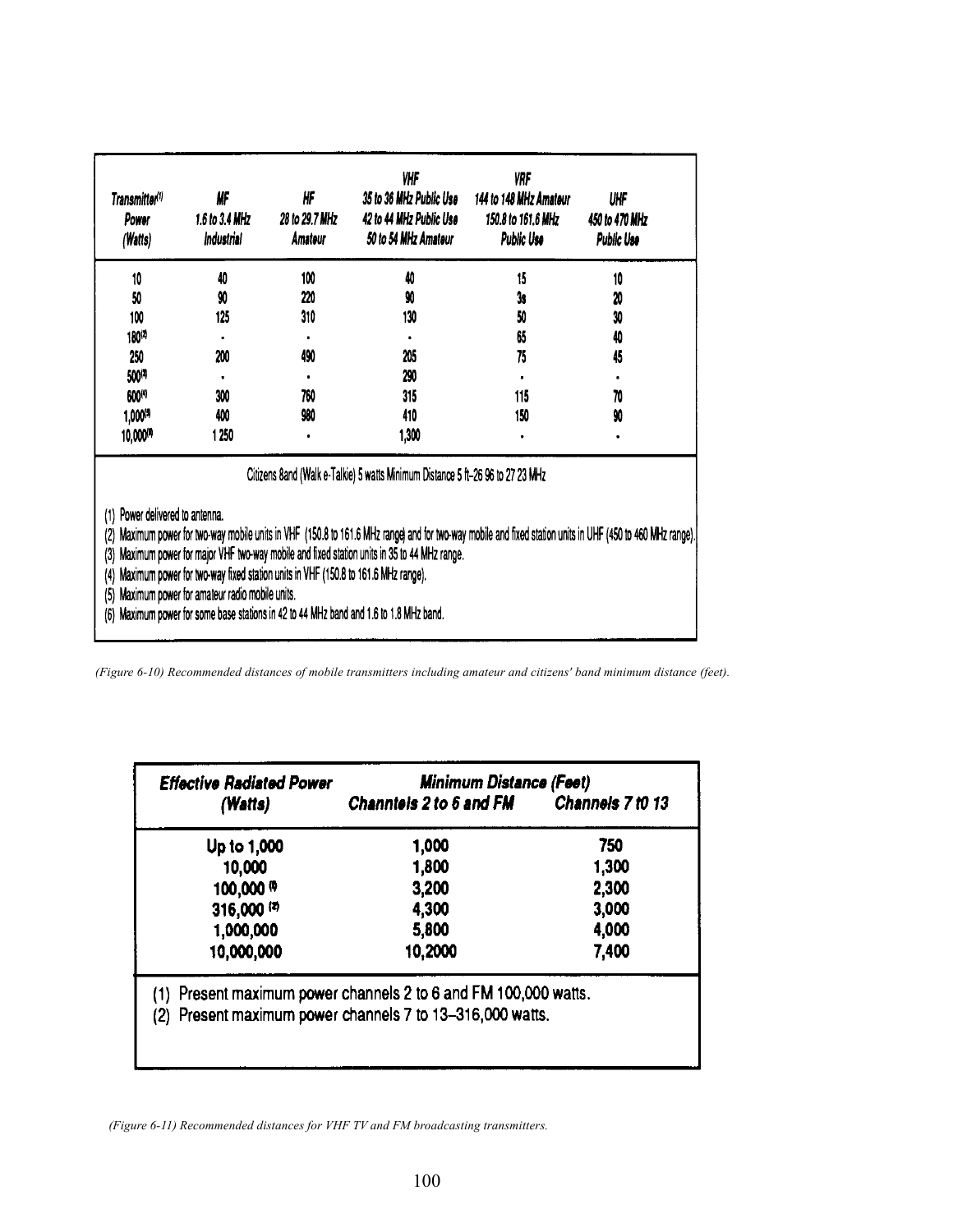| Transmitter[1] Power (Watts) | MF 1.6 to 3.4 MHz Industrial | HF 28 to 29.7 MHz Amateur | VHF 35 to 36 MHz Public Use 42 to 44 MHz Public Use 50 to 54 MHz Amateur | VRF 144 to 148 MHz Amateur 150.8 to 161.6 MHz Public Use | UHF 450 to 470 MHz Public Use |
|---|---|---|---|---|---|
| 10 | 40 | 100 | 40 | 15 | 10 |
| 50 | 90 | 220 | 90 | 3s | 20 |
| 100 | 125 | 310 | 130 | 50 | 30 |
| 180[2] | • | • | • | 65 | 40 |
| 250 | 200 | 490 | 205 | 75 | 45 |
| 500[3] | • | • | 290 | • | • |
| 600[4] | 300 | 760 | 315 | 115 | 70 |
| 1,000[5] | 400 | 980 | 410 | 150 | 90 |
| 10,000[6] | 1 250 | • | 1,300 | • | • |

Citizens Band (Walk e-Talkie) 5 watts Minimum Distance 5 ft–26 96 to 27 23 MHz

(1) Power delivered to antenna.
(2) Maximum power for two-way mobile units in VHF (150.8 to 161.6 MHz range) and for two-way mobile and fixed station units in UHF (450 to 460 MHz range).
(3) Maximum power for major VHF two-way mobile and fixed station units in 35 to 44 MHz range.
(4) Maximum power for two-way fixed station units in VHF (150.8 to 161.6 MHz range).
(5) Maximum power for amateur radio mobile units.
(6) Maximum power for some base stations in 42 to 44 MHz band and 1.6 to 1.8 MHz band.

*(Figure 6-10) Recommended distances of mobile transmitters including amateur and citizens' band minimum distance (feet).*

| Effective Radiated Power (Watts) | Minimum Distance (Feet) Channtels 2 to 6 and FM | Channels 7 t0 13 |
|---|---|---|
| Up to 1,000 | 1,000 | 750 |
| 10,000 | 1,800 | 1,300 |
| 100,000 [1] | 3,200 | 2,300 |
| 316,000 [2] | 4,300 | 3,000 |
| 1,000,000 | 5,800 | 4,000 |
| 10,000,000 | 10,2000 | 7,400 |

(1) Present maximum power channels 2 to 6 and FM 100,000 watts.
(2) Present maximum power channels 7 to 13–316,000 watts.

*(Figure 6-11) Recommended distances for VHF TV and FM broadcasting transmitters.*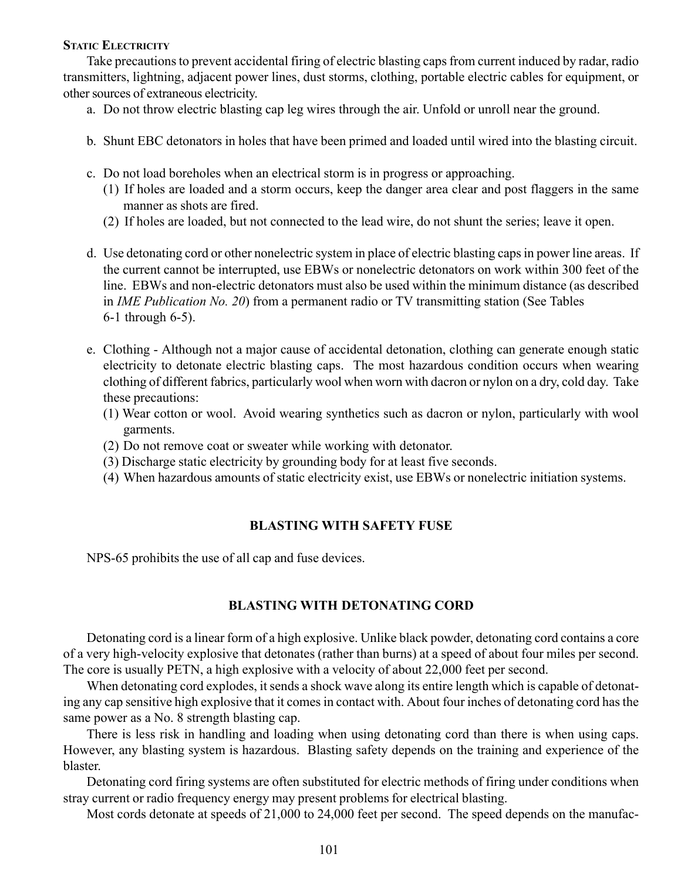### Static Electricity

Take precautions to prevent accidental firing of electric blasting caps from current induced by radar, radio transmitters, lightning, adjacent power lines, dust storms, clothing, portable electric cables for equipment, or other sources of extraneous electricity.

a. Do not throw electric blasting cap leg wires through the air. Unfold or unroll near the ground.

b. Shunt EBC detonators in holes that have been primed and loaded until wired into the blasting circuit.

c. Do not load boreholes when an electrical storm is in progress or approaching.
   (1) If holes are loaded and a storm occurs, keep the danger area clear and post flaggers in the same manner as shots are fired.
   (2) If holes are loaded, but not connected to the lead wire, do not shunt the series; leave it open.

d. Use detonating cord or other nonelectric system in place of electric blasting caps in power line areas. If the current cannot be interrupted, use EBWs or nonelectric detonators on work within 300 feet of the line. EBWs and non-electric detonators must also be used within the minimum distance (as described in *IME Publication No. 20*) from a permanent radio or TV transmitting station (See Tables 6-1 through 6-5).

e. Clothing - Although not a major cause of accidental detonation, clothing can generate enough static electricity to detonate electric blasting caps. The most hazardous condition occurs when wearing clothing of different fabrics, particularly wool when worn with dacron or nylon on a dry, cold day. Take these precautions:
   (1) Wear cotton or wool. Avoid wearing synthetics such as dacron or nylon, particularly with wool garments.
   (2) Do not remove coat or sweater while working with detonator.
   (3) Discharge static electricity by grounding body for at least five seconds.
   (4) When hazardous amounts of static electricity exist, use EBWs or nonelectric initiation systems.

## BLASTING WITH SAFETY FUSE

NPS-65 prohibits the use of all cap and fuse devices.

## BLASTING WITH DETONATING CORD

Detonating cord is a linear form of a high explosive. Unlike black powder, detonating cord contains a core of a very high-velocity explosive that detonates (rather than burns) at a speed of about four miles per second. The core is usually PETN, a high explosive with a velocity of about 22,000 feet per second.

When detonating cord explodes, it sends a shock wave along its entire length which is capable of detonating any cap sensitive high explosive that it comes in contact with. About four inches of detonating cord has the same power as a No. 8 strength blasting cap.

There is less risk in handling and loading when using detonating cord than there is when using caps. However, any blasting system is hazardous. Blasting safety depends on the training and experience of the blaster.

Detonating cord firing systems are often substituted for electric methods of firing under conditions when stray current or radio frequency energy may present problems for electrical blasting.

Most cords detonate at speeds of 21,000 to 24,000 feet per second. The speed depends on the manufac-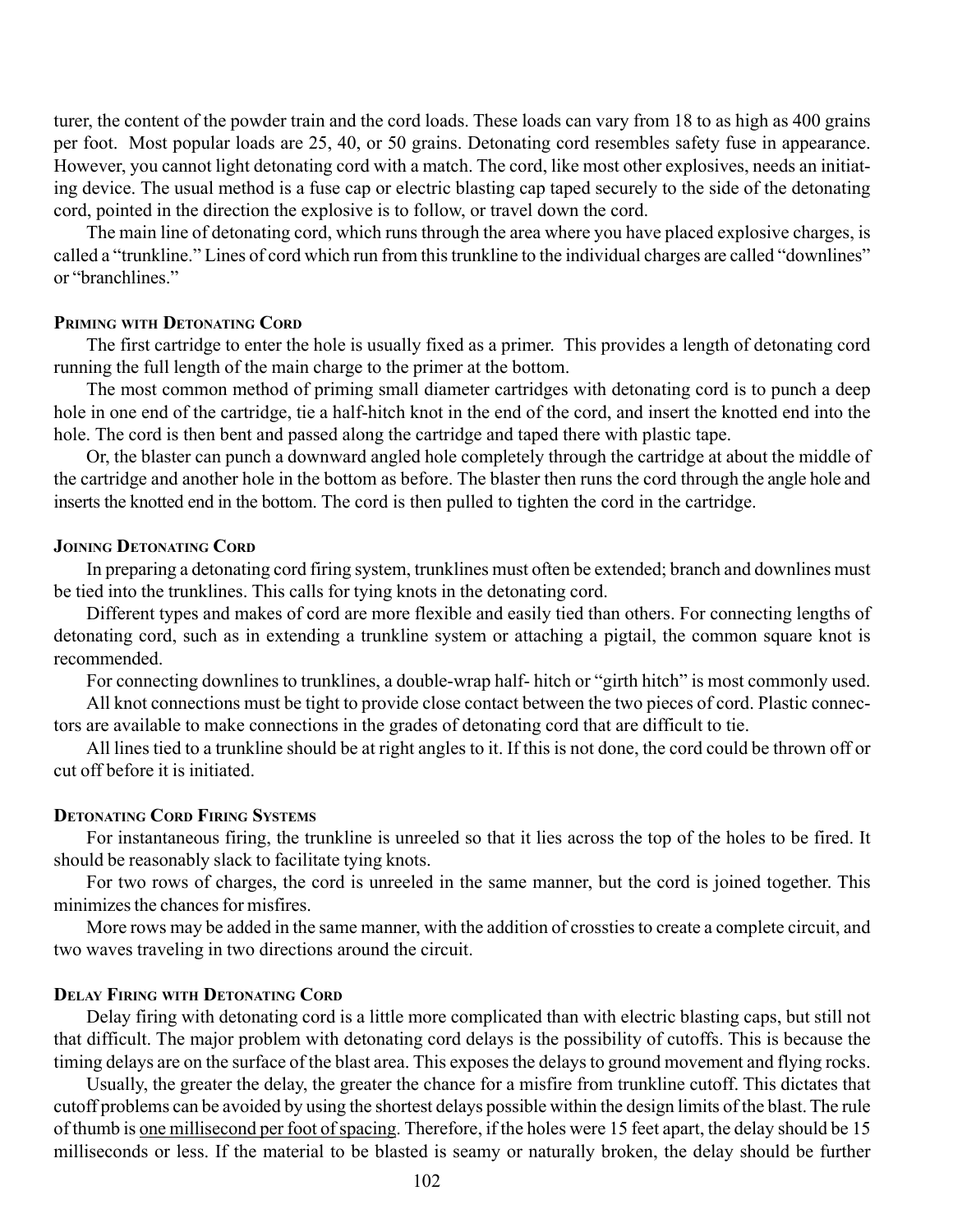turer, the content of the powder train and the cord loads. These loads can vary from 18 to as high as 400 grains per foot. Most popular loads are 25, 40, or 50 grains. Detonating cord resembles safety fuse in appearance. However, you cannot light detonating cord with a match. The cord, like most other explosives, needs an initiating device. The usual method is a fuse cap or electric blasting cap taped securely to the side of the detonating cord, pointed in the direction the explosive is to follow, or travel down the cord.

The main line of detonating cord, which runs through the area where you have placed explosive charges, is called a "trunkline." Lines of cord which run from this trunkline to the individual charges are called "downlines" or "branchlines."

### Priming with Detonating Cord

The first cartridge to enter the hole is usually fixed as a primer. This provides a length of detonating cord running the full length of the main charge to the primer at the bottom.

The most common method of priming small diameter cartridges with detonating cord is to punch a deep hole in one end of the cartridge, tie a half-hitch knot in the end of the cord, and insert the knotted end into the hole. The cord is then bent and passed along the cartridge and taped there with plastic tape.

Or, the blaster can punch a downward angled hole completely through the cartridge at about the middle of the cartridge and another hole in the bottom as before. The blaster then runs the cord through the angle hole and inserts the knotted end in the bottom. The cord is then pulled to tighten the cord in the cartridge.

### Joining Detonating Cord

In preparing a detonating cord firing system, trunklines must often be extended; branch and downlines must be tied into the trunklines. This calls for tying knots in the detonating cord.

Different types and makes of cord are more flexible and easily tied than others. For connecting lengths of detonating cord, such as in extending a trunkline system or attaching a pigtail, the common square knot is recommended.

For connecting downlines to trunklines, a double-wrap half- hitch or "girth hitch" is most commonly used.

All knot connections must be tight to provide close contact between the two pieces of cord. Plastic connectors are available to make connections in the grades of detonating cord that are difficult to tie.

All lines tied to a trunkline should be at right angles to it. If this is not done, the cord could be thrown off or cut off before it is initiated.

### Detonating Cord Firing Systems

For instantaneous firing, the trunkline is unreeled so that it lies across the top of the holes to be fired. It should be reasonably slack to facilitate tying knots.

For two rows of charges, the cord is unreeled in the same manner, but the cord is joined together. This minimizes the chances for misfires.

More rows may be added in the same manner, with the addition of crossties to create a complete circuit, and two waves traveling in two directions around the circuit.

### Delay Firing with Detonating Cord

Delay firing with detonating cord is a little more complicated than with electric blasting caps, but still not that difficult. The major problem with detonating cord delays is the possibility of cutoffs. This is because the timing delays are on the surface of the blast area. This exposes the delays to ground movement and flying rocks.

Usually, the greater the delay, the greater the chance for a misfire from trunkline cutoff. This dictates that cutoff problems can be avoided by using the shortest delays possible within the design limits of the blast. The rule of thumb is <u>one millisecond per foot of spacing</u>. Therefore, if the holes were 15 feet apart, the delay should be 15 milliseconds or less. If the material to be blasted is seamy or naturally broken, the delay should be further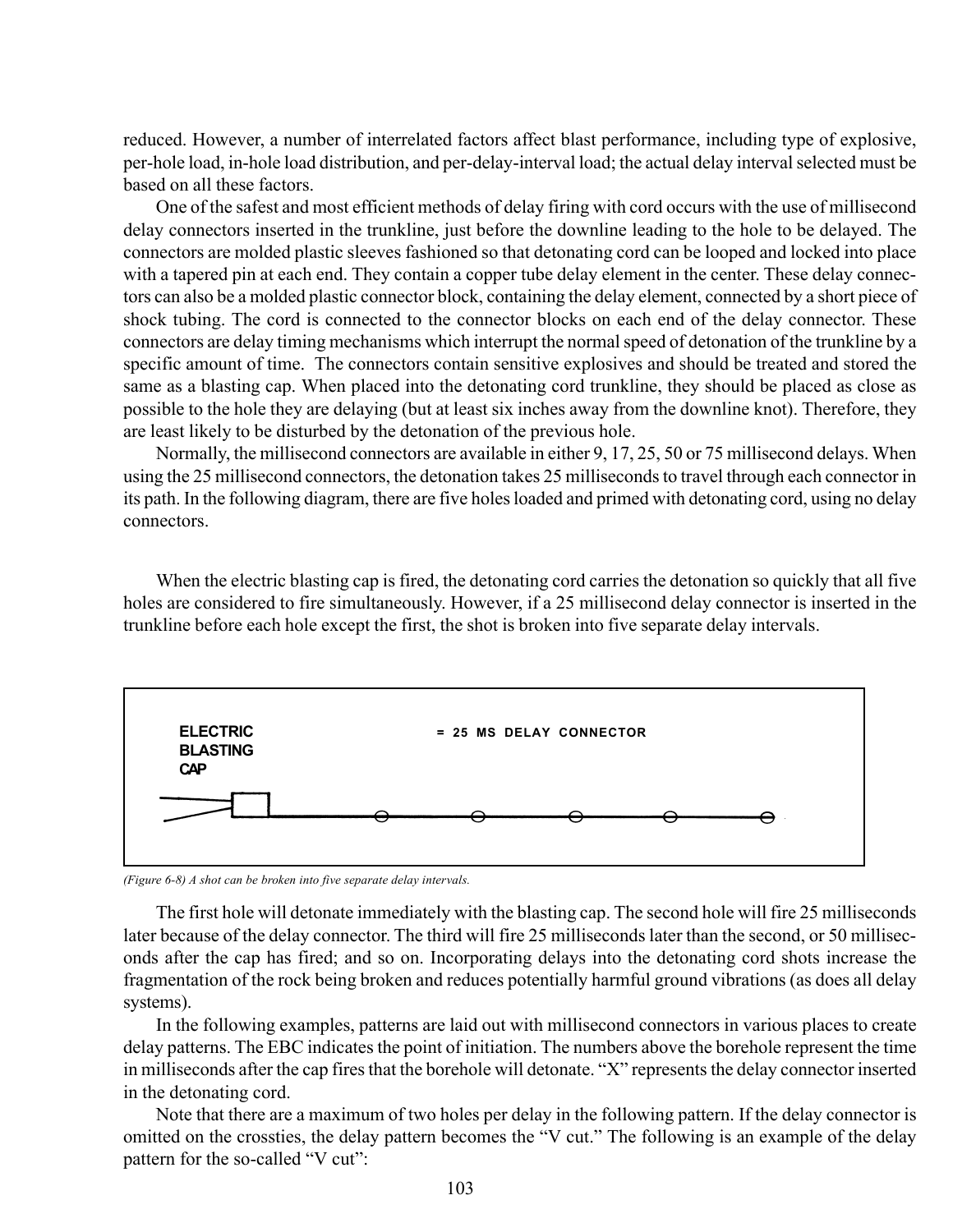reduced. However, a number of interrelated factors affect blast performance, including type of explosive, per-hole load, in-hole load distribution, and per-delay-interval load; the actual delay interval selected must be based on all these factors.

One of the safest and most efficient methods of delay firing with cord occurs with the use of millisecond delay connectors inserted in the trunkline, just before the downline leading to the hole to be delayed. The connectors are molded plastic sleeves fashioned so that detonating cord can be looped and locked into place with a tapered pin at each end. They contain a copper tube delay element in the center. These delay connectors can also be a molded plastic connector block, containing the delay element, connected by a short piece of shock tubing. The cord is connected to the connector blocks on each end of the delay connector. These connectors are delay timing mechanisms which interrupt the normal speed of detonation of the trunkline by a specific amount of time. The connectors contain sensitive explosives and should be treated and stored the same as a blasting cap. When placed into the detonating cord trunkline, they should be placed as close as possible to the hole they are delaying (but at least six inches away from the downline knot). Therefore, they are least likely to be disturbed by the detonation of the previous hole.

Normally, the millisecond connectors are available in either 9, 17, 25, 50 or 75 millisecond delays. When using the 25 millisecond connectors, the detonation takes 25 milliseconds to travel through each connector in its path. In the following diagram, there are five holes loaded and primed with detonating cord, using no delay connectors.

When the electric blasting cap is fired, the detonating cord carries the detonation so quickly that all five holes are considered to fire simultaneously. However, if a 25 millisecond delay connector is inserted in the trunkline before each hole except the first, the shot is broken into five separate delay intervals.

ELECTRIC BLASTING CAP

= 25 MS DELAY CONNECTOR

*(Figure 6-8) A shot can be broken into five separate delay intervals.*

The first hole will detonate immediately with the blasting cap. The second hole will fire 25 milliseconds later because of the delay connector. The third will fire 25 milliseconds later than the second, or 50 milliseconds after the cap has fired; and so on. Incorporating delays into the detonating cord shots increase the fragmentation of the rock being broken and reduces potentially harmful ground vibrations (as does all delay systems).

In the following examples, patterns are laid out with millisecond connectors in various places to create delay patterns. The EBC indicates the point of initiation. The numbers above the borehole represent the time in milliseconds after the cap fires that the borehole will detonate. "X" represents the delay connector inserted in the detonating cord.

Note that there are a maximum of two holes per delay in the following pattern. If the delay connector is omitted on the crossties, the delay pattern becomes the "V cut." The following is an example of the delay pattern for the so-called "V cut":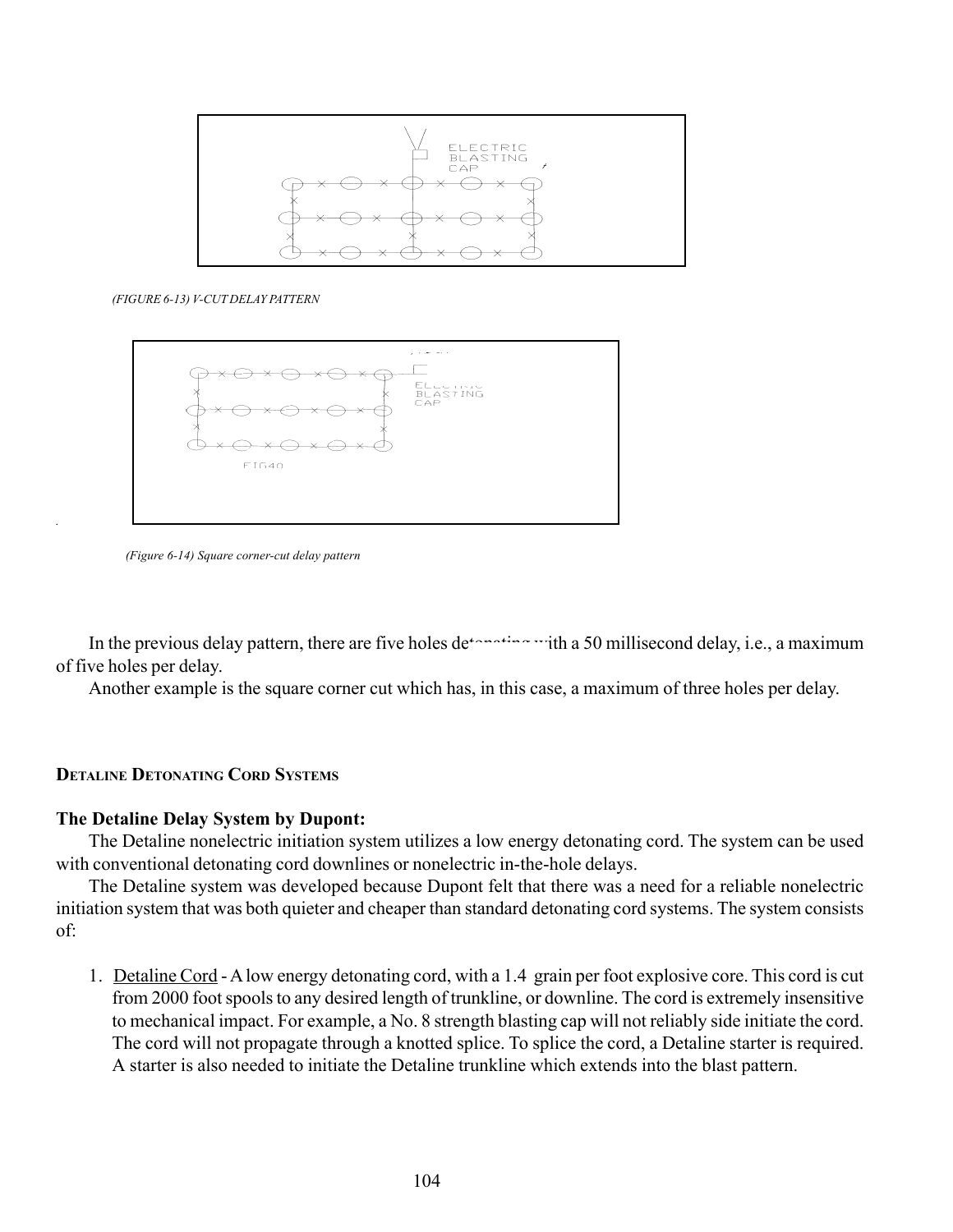(FIGURE 6-13) V-CUT DELAY PATTERN

(Figure 6-14) Square corner-cut delay pattern

In the previous delay pattern, there are five holes detonating with a 50 millisecond delay, i.e., a maximum of five holes per delay.

Another example is the square corner cut which has, in this case, a maximum of three holes per delay.

## Detaline Detonating Cord Systems

**The Detaline Delay System by Dupont:**

The Detaline nonelectric initiation system utilizes a low energy detonating cord. The system can be used with conventional detonating cord downlines or nonelectric in-the-hole delays.

The Detaline system was developed because Dupont felt that there was a need for a reliable nonelectric initiation system that was both quieter and cheaper than standard detonating cord systems. The system consists of:

1. Detaline Cord - A low energy detonating cord, with a 1.4 grain per foot explosive core. This cord is cut from 2000 foot spools to any desired length of trunkline, or downline. The cord is extremely insensitive to mechanical impact. For example, a No. 8 strength blasting cap will not reliably side initiate the cord. The cord will not propagate through a knotted splice. To splice the cord, a Detaline starter is required. A starter is also needed to initiate the Detaline trunkline which extends into the blast pattern.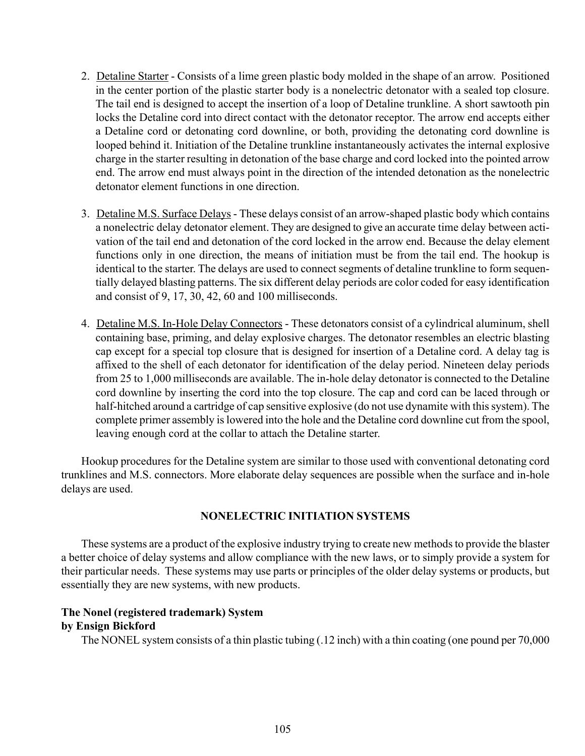2. Detaline Starter - Consists of a lime green plastic body molded in the shape of an arrow. Positioned in the center portion of the plastic starter body is a nonelectric detonator with a sealed top closure. The tail end is designed to accept the insertion of a loop of Detaline trunkline. A short sawtooth pin locks the Detaline cord into direct contact with the detonator receptor. The arrow end accepts either a Detaline cord or detonating cord downline, or both, providing the detonating cord downline is looped behind it. Initiation of the Detaline trunkline instantaneously activates the internal explosive charge in the starter resulting in detonation of the base charge and cord locked into the pointed arrow end. The arrow end must always point in the direction of the intended detonation as the nonelectric detonator element functions in one direction.

3. Detaline M.S. Surface Delays - These delays consist of an arrow-shaped plastic body which contains a nonelectric delay detonator element. They are designed to give an accurate time delay between activation of the tail end and detonation of the cord locked in the arrow end. Because the delay element functions only in one direction, the means of initiation must be from the tail end. The hookup is identical to the starter. The delays are used to connect segments of detaline trunkline to form sequentially delayed blasting patterns. The six different delay periods are color coded for easy identification and consist of 9, 17, 30, 42, 60 and 100 milliseconds.

4. Detaline M.S. In-Hole Delay Connectors - These detonators consist of a cylindrical aluminum, shell containing base, priming, and delay explosive charges. The detonator resembles an electric blasting cap except for a special top closure that is designed for insertion of a Detaline cord. A delay tag is affixed to the shell of each detonator for identification of the delay period. Nineteen delay periods from 25 to 1,000 milliseconds are available. The in-hole delay detonator is connected to the Detaline cord downline by inserting the cord into the top closure. The cap and cord can be laced through or half-hitched around a cartridge of cap sensitive explosive (do not use dynamite with this system). The complete primer assembly is lowered into the hole and the Detaline cord downline cut from the spool, leaving enough cord at the collar to attach the Detaline starter.

Hookup procedures for the Detaline system are similar to those used with conventional detonating cord trunklines and M.S. connectors. More elaborate delay sequences are possible when the surface and in-hole delays are used.

## NONELECTRIC INITIATION SYSTEMS

These systems are a product of the explosive industry trying to create new methods to provide the blaster a better choice of delay systems and allow compliance with the new laws, or to simply provide a system for their particular needs. These systems may use parts or principles of the older delay systems or products, but essentially they are new systems, with new products.

**The Nonel (registered trademark) System**
**by Ensign Bickford**

The NONEL system consists of a thin plastic tubing (.12 inch) with a thin coating (one pound per 70,000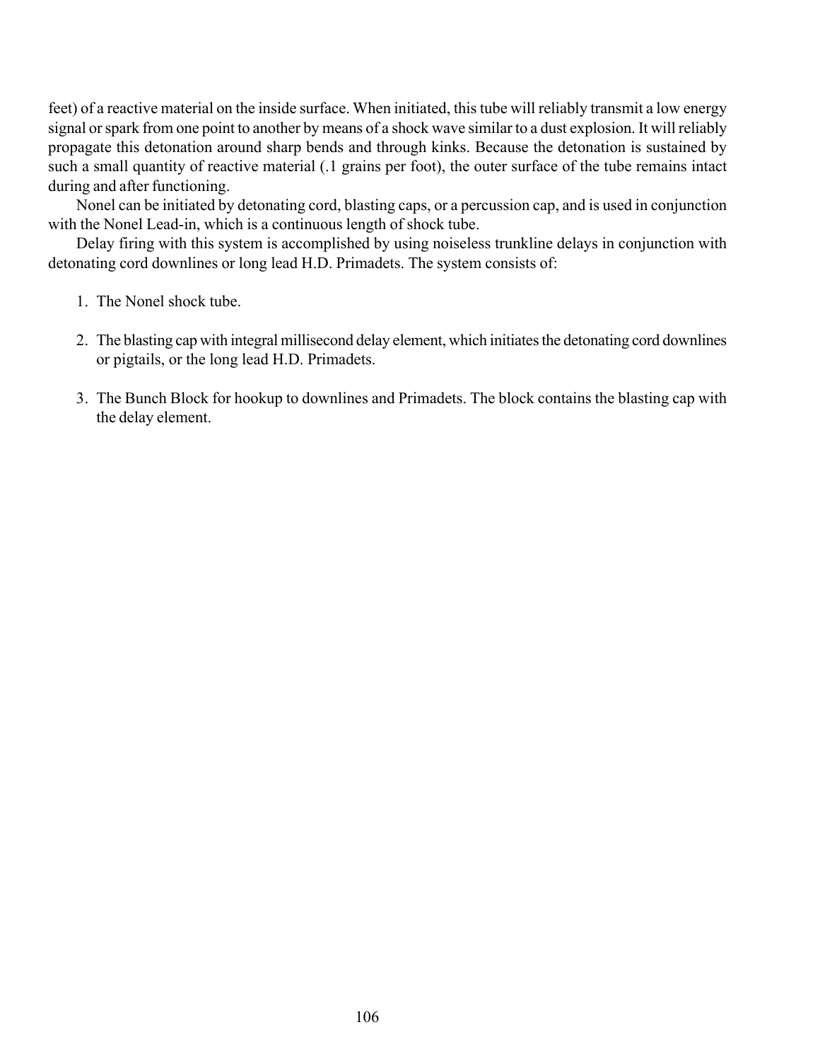feet) of a reactive material on the inside surface. When initiated, this tube will reliably transmit a low energy signal or spark from one point to another by means of a shock wave similar to a dust explosion. It will reliably propagate this detonation around sharp bends and through kinks. Because the detonation is sustained by such a small quantity of reactive material (.1 grains per foot), the outer surface of the tube remains intact during and after functioning.

Nonel can be initiated by detonating cord, blasting caps, or a percussion cap, and is used in conjunction with the Nonel Lead-in, which is a continuous length of shock tube.

Delay firing with this system is accomplished by using noiseless trunkline delays in conjunction with detonating cord downlines or long lead H.D. Primadets. The system consists of:

1. The Nonel shock tube.

2. The blasting cap with integral millisecond delay element, which initiates the detonating cord downlines or pigtails, or the long lead H.D. Primadets.

3. The Bunch Block for hookup to downlines and Primadets. The block contains the blasting cap with the delay element.